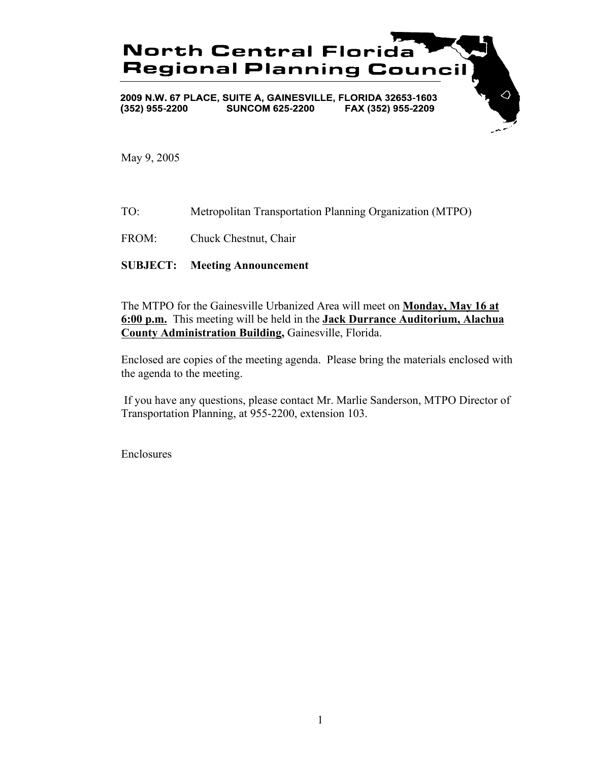# North Central Florida Regional Planning Council

2009 N.W. 67 PLACE, SUITE A, GAINESVILLE, FLORIDA 32653-1603
(352) 955-2200 SUNCOM 625-2200 FAX (352) 955-2209

May 9, 2005

TO: Metropolitan Transportation Planning Organization (MTPO)

FROM: Chuck Chestnut, Chair

**SUBJECT: Meeting Announcement**

The MTPO for the Gainesville Urbanized Area will meet on **Monday, May 16 at 6:00 p.m.** This meeting will be held in the **Jack Durrance Auditorium, Alachua County Administration Building,** Gainesville, Florida.

Enclosed are copies of the meeting agenda. Please bring the materials enclosed with the agenda to the meeting.

If you have any questions, please contact Mr. Marlie Sanderson, MTPO Director of Transportation Planning, at 955-2200, extension 103.

Enclosures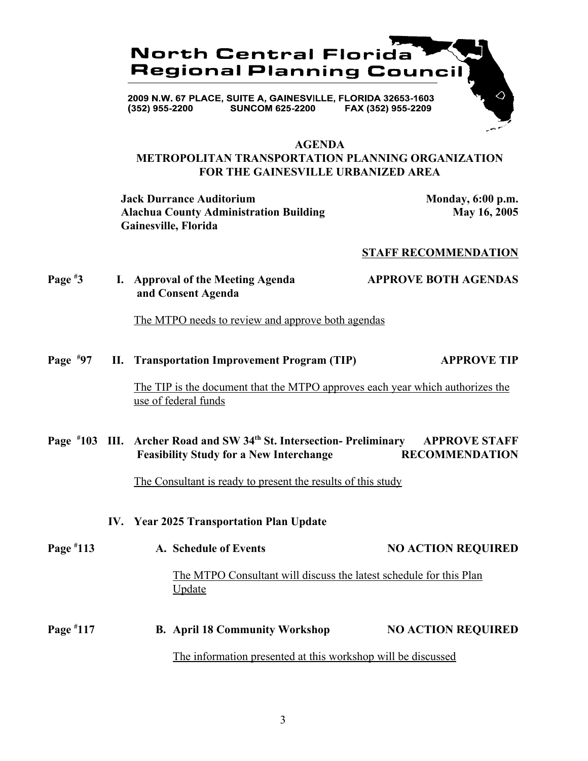# North Central Florida Regional Planning Council

2009 N.W. 67 PLACE, SUITE A, GAINESVILLE, FLORIDA 32653-1603
(352) 955-2200 SUNCOM 625-2200 FAX (352) 955-2209

## AGENDA
## METROPOLITAN TRANSPORTATION PLANNING ORGANIZATION FOR THE GAINESVILLE URBANIZED AREA

**Jack Durrance Auditorium**
**Alachua County Administration Building**
**Gainesville, Florida**

**Monday, 6:00 p.m.**
**May 16, 2005**

**STAFF RECOMMENDATION**

**Page #3** **I. Approval of the Meeting Agenda and Consent Agenda** — **APPROVE BOTH AGENDAS**

The MTPO needs to review and approve both agendas

**Page #97** **II. Transportation Improvement Program (TIP)** — **APPROVE TIP**

The TIP is the document that the MTPO approves each year which authorizes the use of federal funds

**Page #103** **III. Archer Road and SW 34th St. Intersection- Preliminary Feasibility Study for a New Interchange** — **APPROVE STAFF RECOMMENDATION**

The Consultant is ready to present the results of this study

**IV. Year 2025 Transportation Plan Update**

**Page #113** **A. Schedule of Events** — **NO ACTION REQUIRED**

The MTPO Consultant will discuss the latest schedule for this Plan Update

**Page #117** **B. April 18 Community Workshop** — **NO ACTION REQUIRED**

The information presented at this workshop will be discussed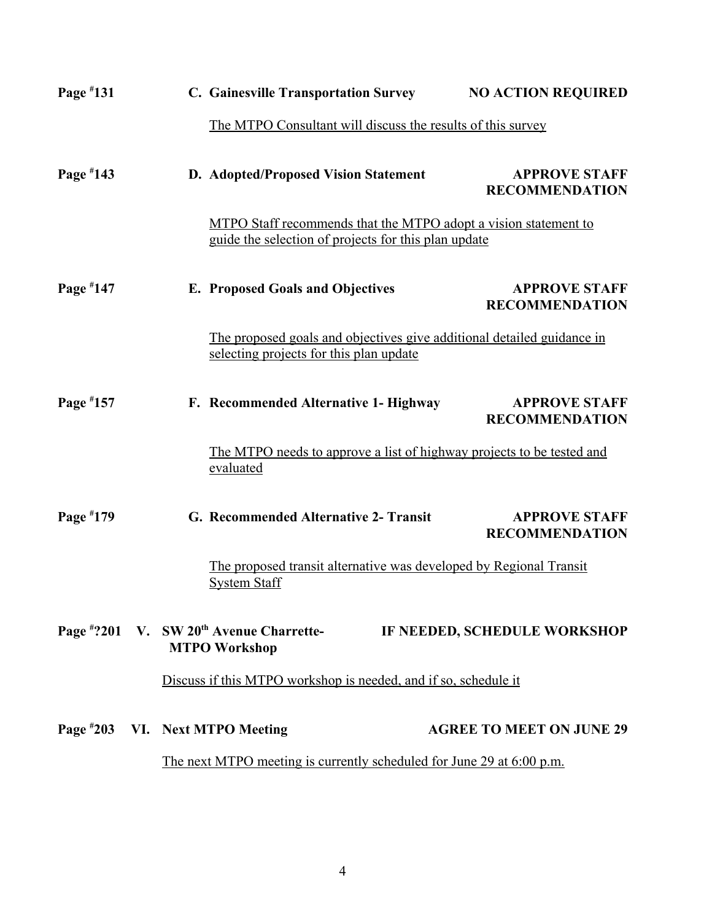**Page #131** **C. Gainesville Transportation Survey** **NO ACTION REQUIRED**

The MTPO Consultant will discuss the results of this survey

**Page #143** **D. Adopted/Proposed Vision Statement** **APPROVE STAFF RECOMMENDATION**

MTPO Staff recommends that the MTPO adopt a vision statement to guide the selection of projects for this plan update

**Page #147** **E. Proposed Goals and Objectives** **APPROVE STAFF RECOMMENDATION**

The proposed goals and objectives give additional detailed guidance in selecting projects for this plan update

**Page #157** **F. Recommended Alternative 1- Highway** **APPROVE STAFF RECOMMENDATION**

The MTPO needs to approve a list of highway projects to be tested and evaluated

**Page #179** **G. Recommended Alternative 2- Transit** **APPROVE STAFF RECOMMENDATION**

The proposed transit alternative was developed by Regional Transit System Staff

**Page #?201** **V. SW 20th Avenue Charrette- MTPO Workshop** **IF NEEDED, SCHEDULE WORKSHOP**

Discuss if this MTPO workshop is needed, and if so, schedule it

**Page #203** **VI. Next MTPO Meeting** **AGREE TO MEET ON JUNE 29**

The next MTPO meeting is currently scheduled for June 29 at 6:00 p.m.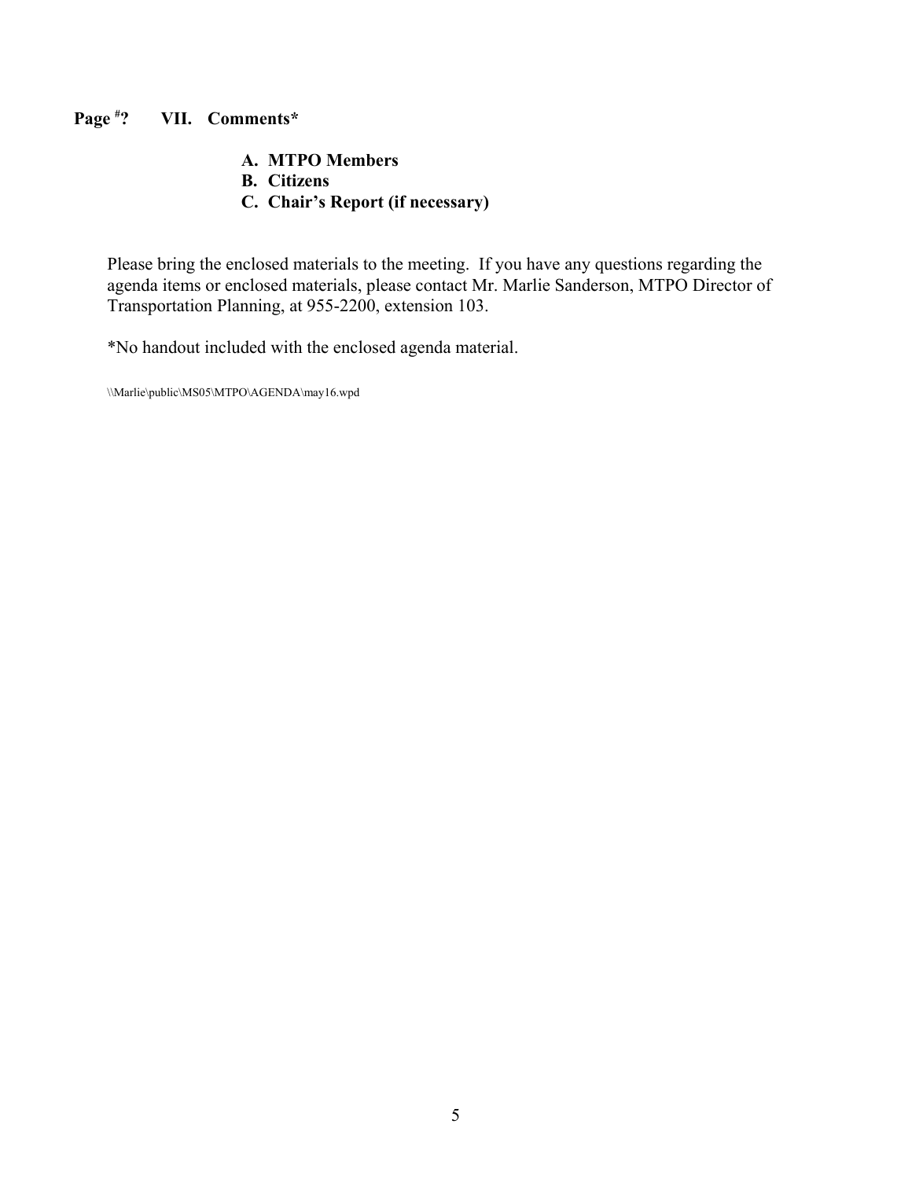**Page #?    VII. Comments***

- **A. MTPO Members**
- **B. Citizens**
- **C. Chair's Report (if necessary)**

Please bring the enclosed materials to the meeting. If you have any questions regarding the agenda items or enclosed materials, please contact Mr. Marlie Sanderson, MTPO Director of Transportation Planning, at 955-2200, extension 103.

*No handout included with the enclosed agenda material.

\\Marlie\public\MS05\MTPO\AGENDA\may16.wpd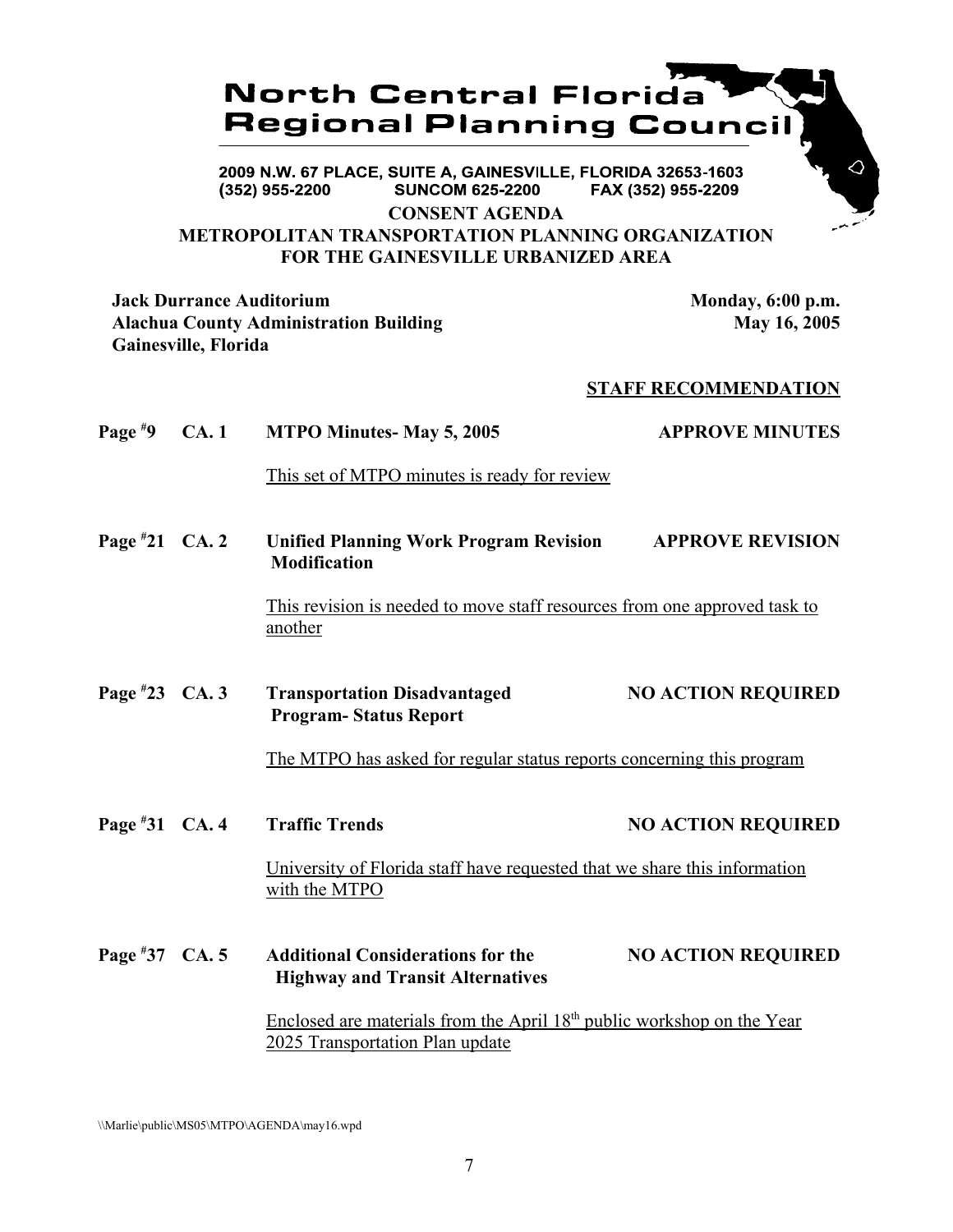# North Central Florida Regional Planning Council

2009 N.W. 67 PLACE, SUITE A, GAINESVILLE, FLORIDA 32653-1603
(352) 955-2200 SUNCOM 625-2200 FAX (352) 955-2209

## CONSENT AGENDA
## METROPOLITAN TRANSPORTATION PLANNING ORGANIZATION FOR THE GAINESVILLE URBANIZED AREA

**Jack Durrance Auditorium**
**Alachua County Administration Building**
**Gainesville, Florida**

**Monday, 6:00 p.m.**
**May 16, 2005**

**STAFF RECOMMENDATION**

**Page #9 CA. 1 MTPO Minutes- May 5, 2005** — **APPROVE MINUTES**

This set of MTPO minutes is ready for review

**Page #21 CA. 2 Unified Planning Work Program Revision Modification** — **APPROVE REVISION**

This revision is needed to move staff resources from one approved task to another

**Page #23 CA. 3 Transportation Disadvantaged Program- Status Report** — **NO ACTION REQUIRED**

The MTPO has asked for regular status reports concerning this program

**Page #31 CA. 4 Traffic Trends** — **NO ACTION REQUIRED**

University of Florida staff have requested that we share this information with the MTPO

**Page #37 CA. 5 Additional Considerations for the Highway and Transit Alternatives** — **NO ACTION REQUIRED**

Enclosed are materials from the April 18th public workshop on the Year 2025 Transportation Plan update

\\Marlie\public\MS05\MTPO\AGENDA\may16.wpd